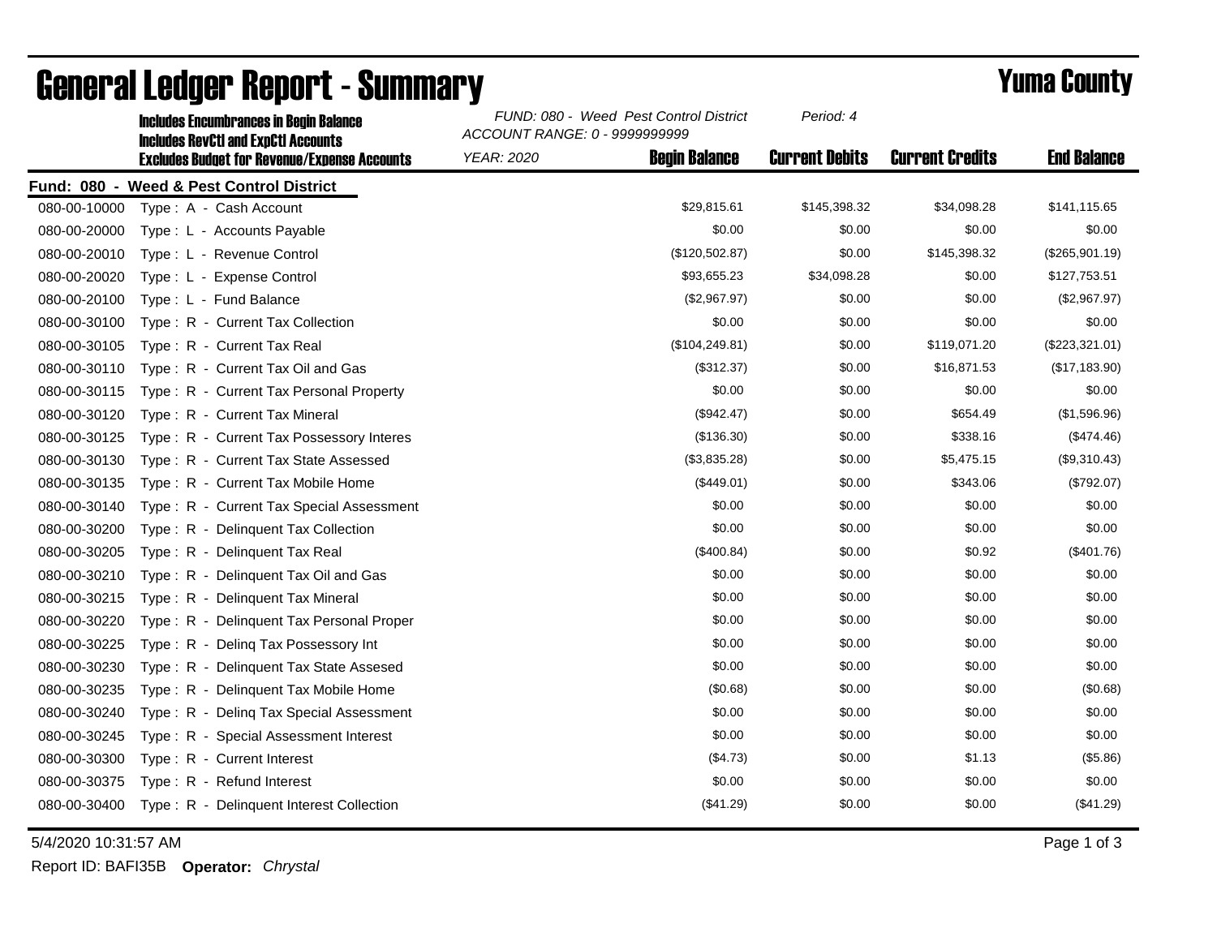# General Ledger Report - Summary

## Yuma County

**Includes Encumbrances in Begin Balance**
**Includes RevCtl and ExpCtl Accounts**
**Excludes Budget for Revenue/Expense Accounts**

*FUND: 080 - Weed Pest Control District*
*ACCOUNT RANGE: 0 - 9999999999*
*YEAR: 2020*
*Period: 4*

**Fund: 080 - Weed & Pest Control District**

| Account | Description | Begin Balance | Current Debits | Current Credits | End Balance |
|---|---|---|---|---|---|
| 080-00-10000 | Type : A - Cash Account | $29,815.61 | $145,398.32 | $34,098.28 | $141,115.65 |
| 080-00-20000 | Type : L - Accounts Payable | $0.00 | $0.00 | $0.00 | $0.00 |
| 080-00-20010 | Type : L - Revenue Control | ($120,502.87) | $0.00 | $145,398.32 | ($265,901.19) |
| 080-00-20020 | Type : L - Expense Control | $93,655.23 | $34,098.28 | $0.00 | $127,753.51 |
| 080-00-20100 | Type : L - Fund Balance | ($2,967.97) | $0.00 | $0.00 | ($2,967.97) |
| 080-00-30100 | Type : R - Current Tax Collection | $0.00 | $0.00 | $0.00 | $0.00 |
| 080-00-30105 | Type : R - Current Tax Real | ($104,249.81) | $0.00 | $119,071.20 | ($223,321.01) |
| 080-00-30110 | Type : R - Current Tax Oil and Gas | ($312.37) | $0.00 | $16,871.53 | ($17,183.90) |
| 080-00-30115 | Type : R - Current Tax Personal Property | $0.00 | $0.00 | $0.00 | $0.00 |
| 080-00-30120 | Type : R - Current Tax Mineral | ($942.47) | $0.00 | $654.49 | ($1,596.96) |
| 080-00-30125 | Type : R - Current Tax Possessory Interes | ($136.30) | $0.00 | $338.16 | ($474.46) |
| 080-00-30130 | Type : R - Current Tax State Assessed | ($3,835.28) | $0.00 | $5,475.15 | ($9,310.43) |
| 080-00-30135 | Type : R - Current Tax Mobile Home | ($449.01) | $0.00 | $343.06 | ($792.07) |
| 080-00-30140 | Type : R - Current Tax Special Assessment | $0.00 | $0.00 | $0.00 | $0.00 |
| 080-00-30200 | Type : R - Delinquent Tax Collection | $0.00 | $0.00 | $0.00 | $0.00 |
| 080-00-30205 | Type : R - Delinquent Tax Real | ($400.84) | $0.00 | $0.92 | ($401.76) |
| 080-00-30210 | Type : R - Delinquent Tax Oil and Gas | $0.00 | $0.00 | $0.00 | $0.00 |
| 080-00-30215 | Type : R - Delinquent Tax Mineral | $0.00 | $0.00 | $0.00 | $0.00 |
| 080-00-30220 | Type : R - Delinquent Tax Personal Proper | $0.00 | $0.00 | $0.00 | $0.00 |
| 080-00-30225 | Type : R - Delinq Tax Possessory Int | $0.00 | $0.00 | $0.00 | $0.00 |
| 080-00-30230 | Type : R - Delinquent Tax State Assesed | $0.00 | $0.00 | $0.00 | $0.00 |
| 080-00-30235 | Type : R - Delinquent Tax Mobile Home | ($0.68) | $0.00 | $0.00 | ($0.68) |
| 080-00-30240 | Type : R - Delinq Tax Special Assessment | $0.00 | $0.00 | $0.00 | $0.00 |
| 080-00-30245 | Type : R - Special Assessment Interest | $0.00 | $0.00 | $0.00 | $0.00 |
| 080-00-30300 | Type : R - Current Interest | ($4.73) | $0.00 | $1.13 | ($5.86) |
| 080-00-30375 | Type : R - Refund Interest | $0.00 | $0.00 | $0.00 | $0.00 |
| 080-00-30400 | Type : R - Delinquent Interest Collection | ($41.29) | $0.00 | $0.00 | ($41.29) |

5/4/2020 10:31:57 AM

Report ID: BAFI35B **Operator:** *Chrystal*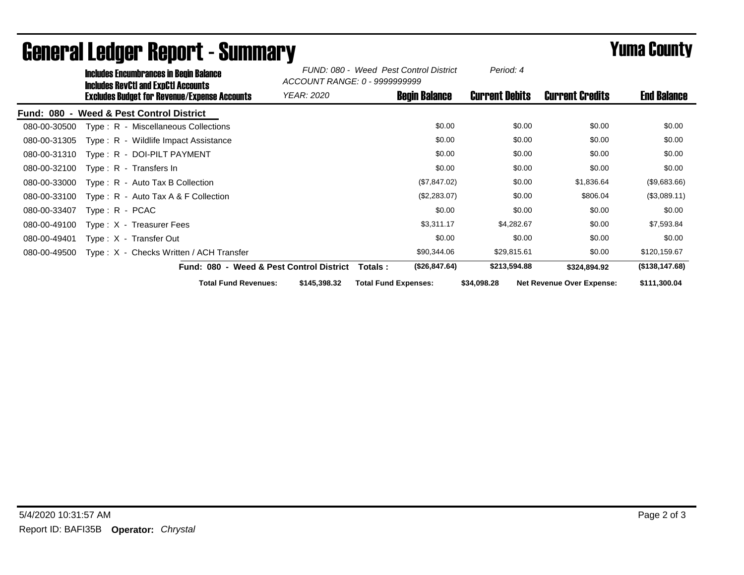# General Ledger Report - Summary

## Yuma County

**Includes Encumbrances in Begin Balance**
**Includes RevCtl and ExpCtl Accounts**
**Excludes Budget for Revenue/Expense Accounts**

*FUND: 080 - Weed Pest Control District*
*ACCOUNT RANGE: 0 - 9999999999*
*YEAR: 2020*
*Period: 4*

**Fund: 080 - Weed & Pest Control District**

| Account | Description | Begin Balance | Current Debits | Current Credits | End Balance |
|---|---|---|---|---|---|
| 080-00-30500 | Type : R - Miscellaneous Collections | $0.00 | $0.00 | $0.00 | $0.00 |
| 080-00-31305 | Type : R - Wildlife Impact Assistance | $0.00 | $0.00 | $0.00 | $0.00 |
| 080-00-31310 | Type : R - DOI-PILT PAYMENT | $0.00 | $0.00 | $0.00 | $0.00 |
| 080-00-32100 | Type : R - Transfers In | $0.00 | $0.00 | $0.00 | $0.00 |
| 080-00-33000 | Type : R - Auto Tax B Collection | ($7,847.02) | $0.00 | $1,836.64 | ($9,683.66) |
| 080-00-33100 | Type : R - Auto Tax A & F Collection | ($2,283.07) | $0.00 | $806.04 | ($3,089.11) |
| 080-00-33407 | Type : R - PCAC | $0.00 | $0.00 | $0.00 | $0.00 |
| 080-00-49100 | Type : X - Treasurer Fees | $3,311.17 | $4,282.67 | $0.00 | $7,593.84 |
| 080-00-49401 | Type : X - Transfer Out | $0.00 | $0.00 | $0.00 | $0.00 |
| 080-00-49500 | Type : X - Checks Written / ACH Transfer | $90,344.06 | $29,815.61 | $0.00 | $120,159.67 |
| | **Fund: 080 - Weed & Pest Control District Totals :** | **($26,847.64)** | **$213,594.88** | **$324,894.92** | **($138,147.68)** |

**Total Fund Revenues:** $145,398.32 **Total Fund Expenses:** $34,098.28 **Net Revenue Over Expense:** $111,300.04

5/4/2020 10:31:57 AM

Report ID: BAFI35B **Operator:** *Chrystal*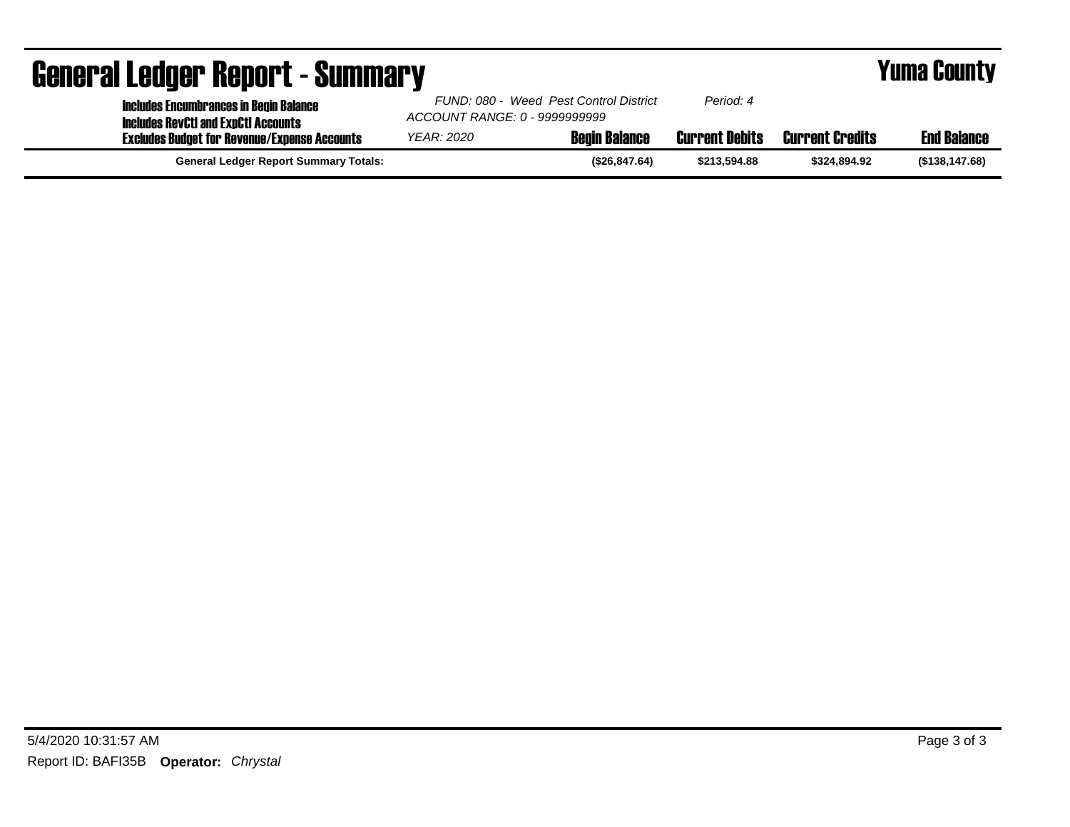# General Ledger Report - Summary

## Yuma County

**Includes Encumbrances in Begin Balance**
**Includes RevCtl and ExpCtl Accounts**
**Excludes Budget for Revenue/Expense Accounts**

*FUND: 080 - Weed Pest Control District*
*ACCOUNT RANGE: 0 - 9999999999*
*YEAR: 2020*
*Period: 4*

| | Begin Balance | Current Debits | Current Credits | End Balance |
|---|---|---|---|---|
| **General Ledger Report Summary Totals:** | **($26,847.64)** | **$213,594.88** | **$324,894.92** | **($138,147.68)** |

5/4/2020 10:31:57 AM

Report ID: BAFI35B **Operator:** *Chrystal*